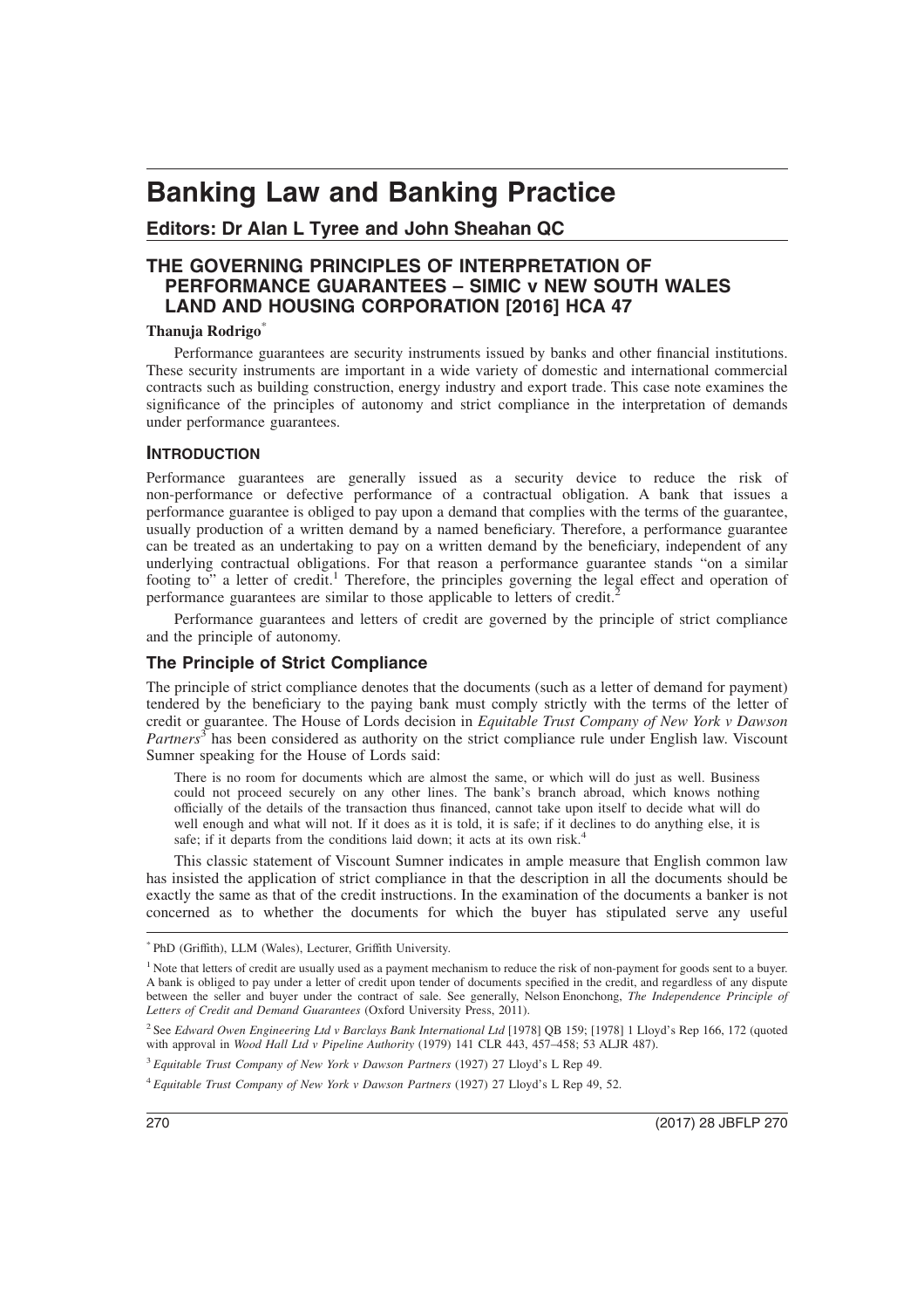# Banking Law and Banking Practice

## Editors: Dr Alan L Tyree and John Sheahan QC

## THE GOVERNING PRINCIPLES OF INTERPRETATION OF PERFORMANCE GUARANTEES – SIMIC v NEW SOUTH WALES LAND AND HOUSING CORPORATION [2016] HCA 47

**Thanuja Rodrigo**[*]

Performance guarantees are security instruments issued by banks and other financial institutions. These security instruments are important in a wide variety of domestic and international commercial contracts such as building construction, energy industry and export trade. This case note examines the significance of the principles of autonomy and strict compliance in the interpretation of demands under performance guarantees.

### INTRODUCTION

Performance guarantees are generally issued as a security device to reduce the risk of non-performance or defective performance of a contractual obligation. A bank that issues a performance guarantee is obliged to pay upon a demand that complies with the terms of the guarantee, usually production of a written demand by a named beneficiary. Therefore, a performance guarantee can be treated as an undertaking to pay on a written demand by the beneficiary, independent of any underlying contractual obligations. For that reason a performance guarantee stands "on a similar footing to" a letter of credit.[1] Therefore, the principles governing the legal effect and operation of performance guarantees are similar to those applicable to letters of credit.[2]

Performance guarantees and letters of credit are governed by the principle of strict compliance and the principle of autonomy.

### The Principle of Strict Compliance

The principle of strict compliance denotes that the documents (such as a letter of demand for payment) tendered by the beneficiary to the paying bank must comply strictly with the terms of the letter of credit or guarantee. The House of Lords decision in *Equitable Trust Company of New York v Dawson Partners*[3] has been considered as authority on the strict compliance rule under English law. Viscount Sumner speaking for the House of Lords said:

> There is no room for documents which are almost the same, or which will do just as well. Business could not proceed securely on any other lines. The bank's branch abroad, which knows nothing officially of the details of the transaction thus financed, cannot take upon itself to decide what will do well enough and what will not. If it does as it is told, it is safe; if it declines to do anything else, it is safe; if it departs from the conditions laid down; it acts at its own risk.[4]

This classic statement of Viscount Sumner indicates in ample measure that English common law has insisted the application of strict compliance in that the description in all the documents should be exactly the same as that of the credit instructions. In the examination of the documents a banker is not concerned as to whether the documents for which the buyer has stipulated serve any useful

---

[*] PhD (Griffith), LLM (Wales), Lecturer, Griffith University.

[1] Note that letters of credit are usually used as a payment mechanism to reduce the risk of non-payment for goods sent to a buyer. A bank is obliged to pay under a letter of credit upon tender of documents specified in the credit, and regardless of any dispute between the seller and buyer under the contract of sale. See generally, Nelson Enonchong, *The Independence Principle of Letters of Credit and Demand Guarantees* (Oxford University Press, 2011).

[2] See *Edward Owen Engineering Ltd v Barclays Bank International Ltd* [1978] QB 159; [1978] 1 Lloyd's Rep 166, 172 (quoted with approval in *Wood Hall Ltd v Pipeline Authority* (1979) 141 CLR 443, 457–458; 53 ALJR 487).

[3] *Equitable Trust Company of New York v Dawson Partners* (1927) 27 Lloyd's L Rep 49.

[4] *Equitable Trust Company of New York v Dawson Partners* (1927) 27 Lloyd's L Rep 49, 52.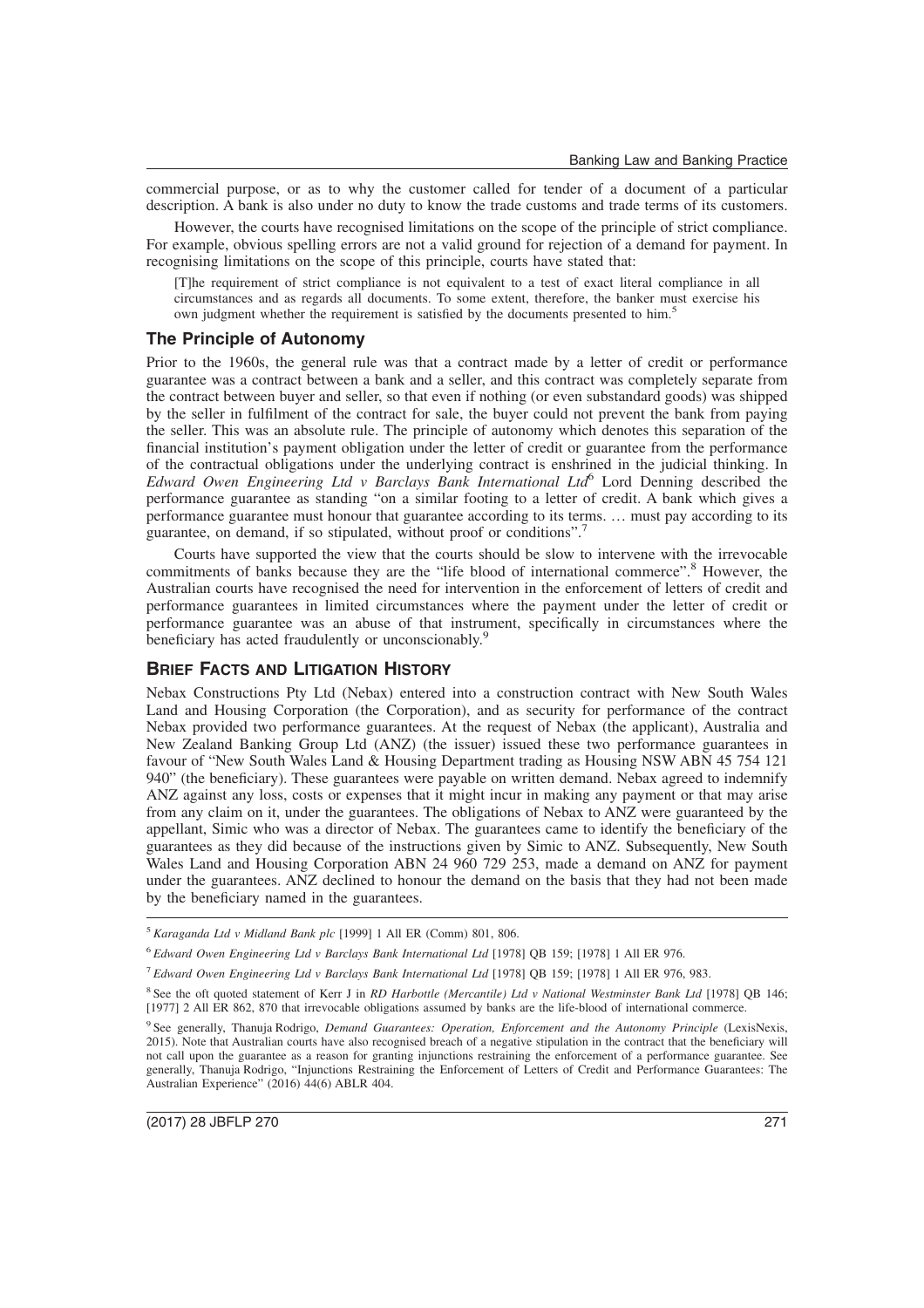commercial purpose, or as to why the customer called for tender of a document of a particular description. A bank is also under no duty to know the trade customs and trade terms of its customers.

However, the courts have recognised limitations on the scope of the principle of strict compliance. For example, obvious spelling errors are not a valid ground for rejection of a demand for payment. In recognising limitations on the scope of this principle, courts have stated that:

> [T]he requirement of strict compliance is not equivalent to a test of exact literal compliance in all circumstances and as regards all documents. To some extent, therefore, the banker must exercise his own judgment whether the requirement is satisfied by the documents presented to him.[5]

## The Principle of Autonomy

Prior to the 1960s, the general rule was that a contract made by a letter of credit or performance guarantee was a contract between a bank and a seller, and this contract was completely separate from the contract between buyer and seller, so that even if nothing (or even substandard goods) was shipped by the seller in fulfilment of the contract for sale, the buyer could not prevent the bank from paying the seller. This was an absolute rule. The principle of autonomy which denotes this separation of the financial institution's payment obligation under the letter of credit or guarantee from the performance of the contractual obligations under the underlying contract is enshrined in the judicial thinking. In *Edward Owen Engineering Ltd v Barclays Bank International Ltd*[6] Lord Denning described the performance guarantee as standing "on a similar footing to a letter of credit. A bank which gives a performance guarantee must honour that guarantee according to its terms. … must pay according to its guarantee, on demand, if so stipulated, without proof or conditions".[7]

Courts have supported the view that the courts should be slow to intervene with the irrevocable commitments of banks because they are the "life blood of international commerce".[8] However, the Australian courts have recognised the need for intervention in the enforcement of letters of credit and performance guarantees in limited circumstances where the payment under the letter of credit or performance guarantee was an abuse of that instrument, specifically in circumstances where the beneficiary has acted fraudulently or unconscionably.[9]

## Brief Facts and Litigation History

Nebax Constructions Pty Ltd (Nebax) entered into a construction contract with New South Wales Land and Housing Corporation (the Corporation), and as security for performance of the contract Nebax provided two performance guarantees. At the request of Nebax (the applicant), Australia and New Zealand Banking Group Ltd (ANZ) (the issuer) issued these two performance guarantees in favour of "New South Wales Land & Housing Department trading as Housing NSW ABN 45 754 121 940" (the beneficiary). These guarantees were payable on written demand. Nebax agreed to indemnify ANZ against any loss, costs or expenses that it might incur in making any payment or that may arise from any claim on it, under the guarantees. The obligations of Nebax to ANZ were guaranteed by the appellant, Simic who was a director of Nebax. The guarantees came to identify the beneficiary of the guarantees as they did because of the instructions given by Simic to ANZ. Subsequently, New South Wales Land and Housing Corporation ABN 24 960 729 253, made a demand on ANZ for payment under the guarantees. ANZ declined to honour the demand on the basis that they had not been made by the beneficiary named in the guarantees.

---

[5] *Karaganda Ltd v Midland Bank plc* [1999] 1 All ER (Comm) 801, 806.

[6] *Edward Owen Engineering Ltd v Barclays Bank International Ltd* [1978] QB 159; [1978] 1 All ER 976.

[7] *Edward Owen Engineering Ltd v Barclays Bank International Ltd* [1978] QB 159; [1978] 1 All ER 976, 983.

[8] See the oft quoted statement of Kerr J in *RD Harbottle (Mercantile) Ltd v National Westminster Bank Ltd* [1978] QB 146; [1977] 2 All ER 862, 870 that irrevocable obligations assumed by banks are the life-blood of international commerce.

[9] See generally, Thanuja Rodrigo, *Demand Guarantees: Operation, Enforcement and the Autonomy Principle* (LexisNexis, 2015). Note that Australian courts have also recognised breach of a negative stipulation in the contract that the beneficiary will not call upon the guarantee as a reason for granting injunctions restraining the enforcement of a performance guarantee. See generally, Thanuja Rodrigo, "Injunctions Restraining the Enforcement of Letters of Credit and Performance Guarantees: The Australian Experience" (2016) 44(6) ABLR 404.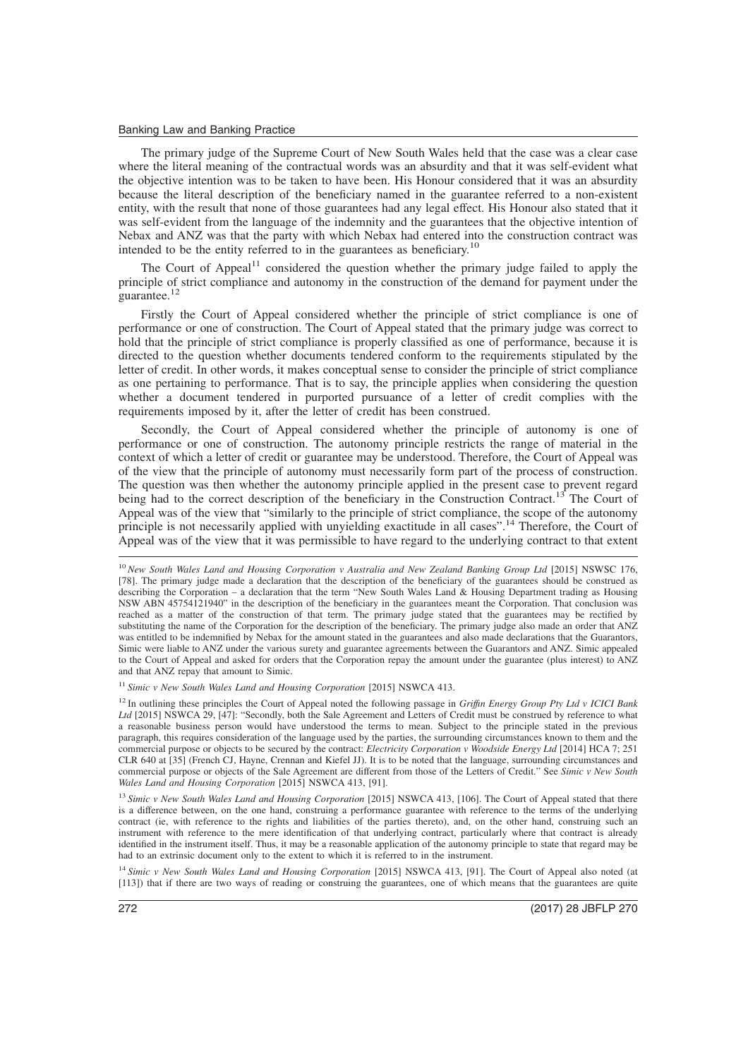The primary judge of the Supreme Court of New South Wales held that the case was a clear case where the literal meaning of the contractual words was an absurdity and that it was self-evident what the objective intention was to be taken to have been. His Honour considered that it was an absurdity because the literal description of the beneficiary named in the guarantee referred to a non-existent entity, with the result that none of those guarantees had any legal effect. His Honour also stated that it was self-evident from the language of the indemnity and the guarantees that the objective intention of Nebax and ANZ was that the party with which Nebax had entered into the construction contract was intended to be the entity referred to in the guarantees as beneficiary.[10]

The Court of Appeal[11] considered the question whether the primary judge failed to apply the principle of strict compliance and autonomy in the construction of the demand for payment under the guarantee.[12]

Firstly the Court of Appeal considered whether the principle of strict compliance is one of performance or one of construction. The Court of Appeal stated that the primary judge was correct to hold that the principle of strict compliance is properly classified as one of performance, because it is directed to the question whether documents tendered conform to the requirements stipulated by the letter of credit. In other words, it makes conceptual sense to consider the principle of strict compliance as one pertaining to performance. That is to say, the principle applies when considering the question whether a document tendered in purported pursuance of a letter of credit complies with the requirements imposed by it, after the letter of credit has been construed.

Secondly, the Court of Appeal considered whether the principle of autonomy is one of performance or one of construction. The autonomy principle restricts the range of material in the context of which a letter of credit or guarantee may be understood. Therefore, the Court of Appeal was of the view that the principle of autonomy must necessarily form part of the process of construction. The question was then whether the autonomy principle applied in the present case to prevent regard being had to the correct description of the beneficiary in the Construction Contract.[13] The Court of Appeal was of the view that "similarly to the principle of strict compliance, the scope of the autonomy principle is not necessarily applied with unyielding exactitude in all cases".[14] Therefore, the Court of Appeal was of the view that it was permissible to have regard to the underlying contract to that extent

---

[10] *New South Wales Land and Housing Corporation v Australia and New Zealand Banking Group Ltd* [2015] NSWSC 176, [78]. The primary judge made a declaration that the description of the beneficiary of the guarantees should be construed as describing the Corporation – a declaration that the term "New South Wales Land & Housing Department trading as Housing NSW ABN 45754121940" in the description of the beneficiary in the guarantees meant the Corporation. That conclusion was reached as a matter of the construction of that term. The primary judge stated that the guarantees may be rectified by substituting the name of the Corporation for the description of the beneficiary. The primary judge also made an order that ANZ was entitled to be indemnified by Nebax for the amount stated in the guarantees and also made declarations that the Guarantors, Simic were liable to ANZ under the various surety and guarantee agreements between the Guarantors and ANZ. Simic appealed to the Court of Appeal and asked for orders that the Corporation repay the amount under the guarantee (plus interest) to ANZ and that ANZ repay that amount to Simic.

[11] *Simic v New South Wales Land and Housing Corporation* [2015] NSWCA 413.

[12] In outlining these principles the Court of Appeal noted the following passage in *Griffin Energy Group Pty Ltd v ICICI Bank Ltd* [2015] NSWCA 29, [47]: "Secondly, both the Sale Agreement and Letters of Credit must be construed by reference to what a reasonable business person would have understood the terms to mean. Subject to the principle stated in the previous paragraph, this requires consideration of the language used by the parties, the surrounding circumstances known to them and the commercial purpose or objects to be secured by the contract: *Electricity Corporation v Woodside Energy Ltd* [2014] HCA 7; 251 CLR 640 at [35] (French CJ, Hayne, Crennan and Kiefel JJ). It is to be noted that the language, surrounding circumstances and commercial purpose or objects of the Sale Agreement are different from those of the Letters of Credit." See *Simic v New South Wales Land and Housing Corporation* [2015] NSWCA 413, [91].

[13] *Simic v New South Wales Land and Housing Corporation* [2015] NSWCA 413, [106]. The Court of Appeal stated that there is a difference between, on the one hand, construing a performance guarantee with reference to the terms of the underlying contract (ie, with reference to the rights and liabilities of the parties thereto), and, on the other hand, construing such an instrument with reference to the mere identification of that underlying contract, particularly where that contract is already identified in the instrument itself. Thus, it may be a reasonable application of the autonomy principle to state that regard may be had to an extrinsic document only to the extent to which it is referred to in the instrument.

[14] *Simic v New South Wales Land and Housing Corporation* [2015] NSWCA 413, [91]. The Court of Appeal also noted (at [113]) that if there are two ways of reading or construing the guarantees, one of which means that the guarantees are quite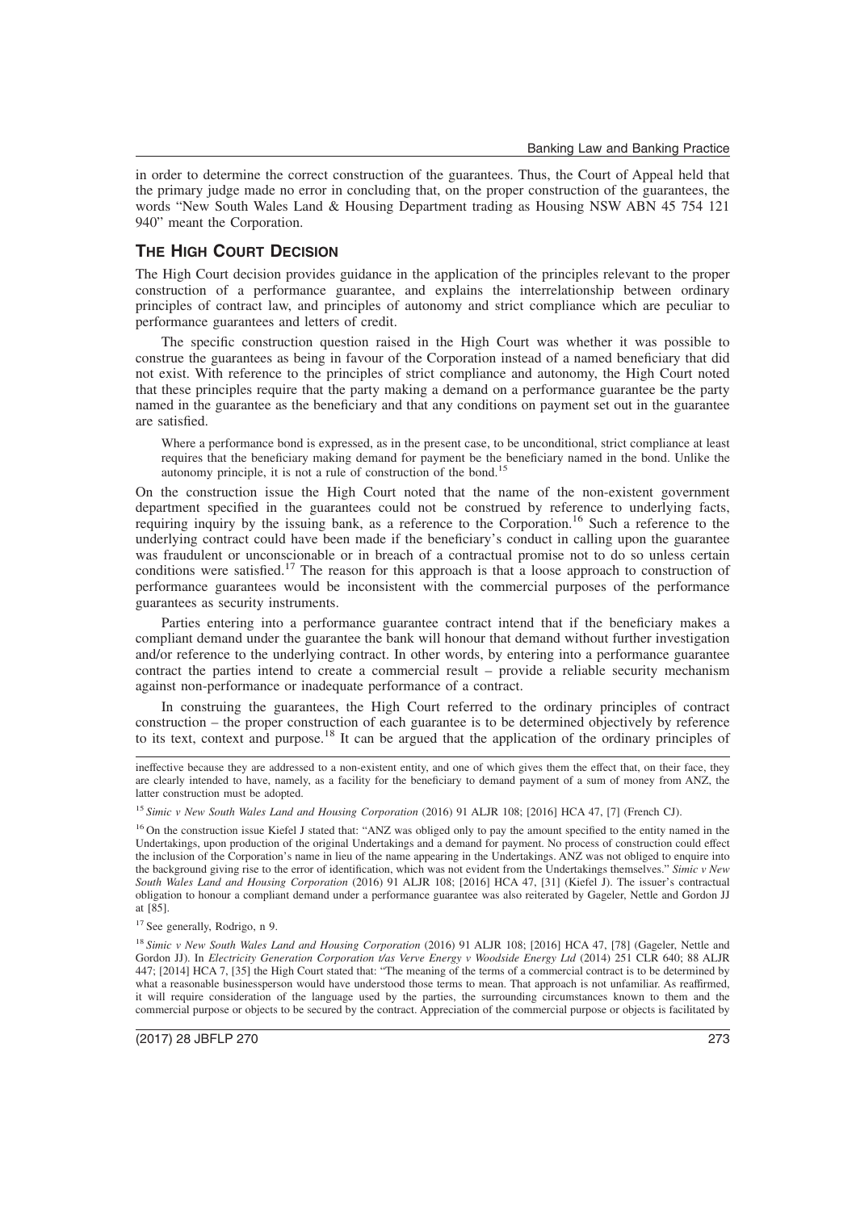in order to determine the correct construction of the guarantees. Thus, the Court of Appeal held that the primary judge made no error in concluding that, on the proper construction of the guarantees, the words "New South Wales Land & Housing Department trading as Housing NSW ABN 45 754 121 940" meant the Corporation.

## THE HIGH COURT DECISION

The High Court decision provides guidance in the application of the principles relevant to the proper construction of a performance guarantee, and explains the interrelationship between ordinary principles of contract law, and principles of autonomy and strict compliance which are peculiar to performance guarantees and letters of credit.

The specific construction question raised in the High Court was whether it was possible to construe the guarantees as being in favour of the Corporation instead of a named beneficiary that did not exist. With reference to the principles of strict compliance and autonomy, the High Court noted that these principles require that the party making a demand on a performance guarantee be the party named in the guarantee as the beneficiary and that any conditions on payment set out in the guarantee are satisfied.

> Where a performance bond is expressed, as in the present case, to be unconditional, strict compliance at least requires that the beneficiary making demand for payment be the beneficiary named in the bond. Unlike the autonomy principle, it is not a rule of construction of the bond.[15]

On the construction issue the High Court noted that the name of the non-existent government department specified in the guarantees could not be construed by reference to underlying facts, requiring inquiry by the issuing bank, as a reference to the Corporation.[16] Such a reference to the underlying contract could have been made if the beneficiary's conduct in calling upon the guarantee was fraudulent or unconscionable or in breach of a contractual promise not to do so unless certain conditions were satisfied.[17] The reason for this approach is that a loose approach to construction of performance guarantees would be inconsistent with the commercial purposes of the performance guarantees as security instruments.

Parties entering into a performance guarantee contract intend that if the beneficiary makes a compliant demand under the guarantee the bank will honour that demand without further investigation and/or reference to the underlying contract. In other words, by entering into a performance guarantee contract the parties intend to create a commercial result – provide a reliable security mechanism against non-performance or inadequate performance of a contract.

In construing the guarantees, the High Court referred to the ordinary principles of contract construction – the proper construction of each guarantee is to be determined objectively by reference to its text, context and purpose.[18] It can be argued that the application of the ordinary principles of

---

ineffective because they are addressed to a non-existent entity, and one of which gives them the effect that, on their face, they are clearly intended to have, namely, as a facility for the beneficiary to demand payment of a sum of money from ANZ, the latter construction must be adopted.

[15] *Simic v New South Wales Land and Housing Corporation* (2016) 91 ALJR 108; [2016] HCA 47, [7] (French CJ).

[16] On the construction issue Kiefel J stated that: "ANZ was obliged only to pay the amount specified to the entity named in the Undertakings, upon production of the original Undertakings and a demand for payment. No process of construction could effect the inclusion of the Corporation's name in lieu of the name appearing in the Undertakings. ANZ was not obliged to enquire into the background giving rise to the error of identification, which was not evident from the Undertakings themselves." *Simic v New South Wales Land and Housing Corporation* (2016) 91 ALJR 108; [2016] HCA 47, [31] (Kiefel J). The issuer's contractual obligation to honour a compliant demand under a performance guarantee was also reiterated by Gageler, Nettle and Gordon JJ at [85].

[17] See generally, Rodrigo, n 9.

[18] *Simic v New South Wales Land and Housing Corporation* (2016) 91 ALJR 108; [2016] HCA 47, [78] (Gageler, Nettle and Gordon JJ). In *Electricity Generation Corporation t/as Verve Energy v Woodside Energy Ltd* (2014) 251 CLR 640; 88 ALJR 447; [2014] HCA 7, [35] the High Court stated that: "The meaning of the terms of a commercial contract is to be determined by what a reasonable businessperson would have understood those terms to mean. That approach is not unfamiliar. As reaffirmed, it will require consideration of the language used by the parties, the surrounding circumstances known to them and the commercial purpose or objects to be secured by the contract. Appreciation of the commercial purpose or objects is facilitated by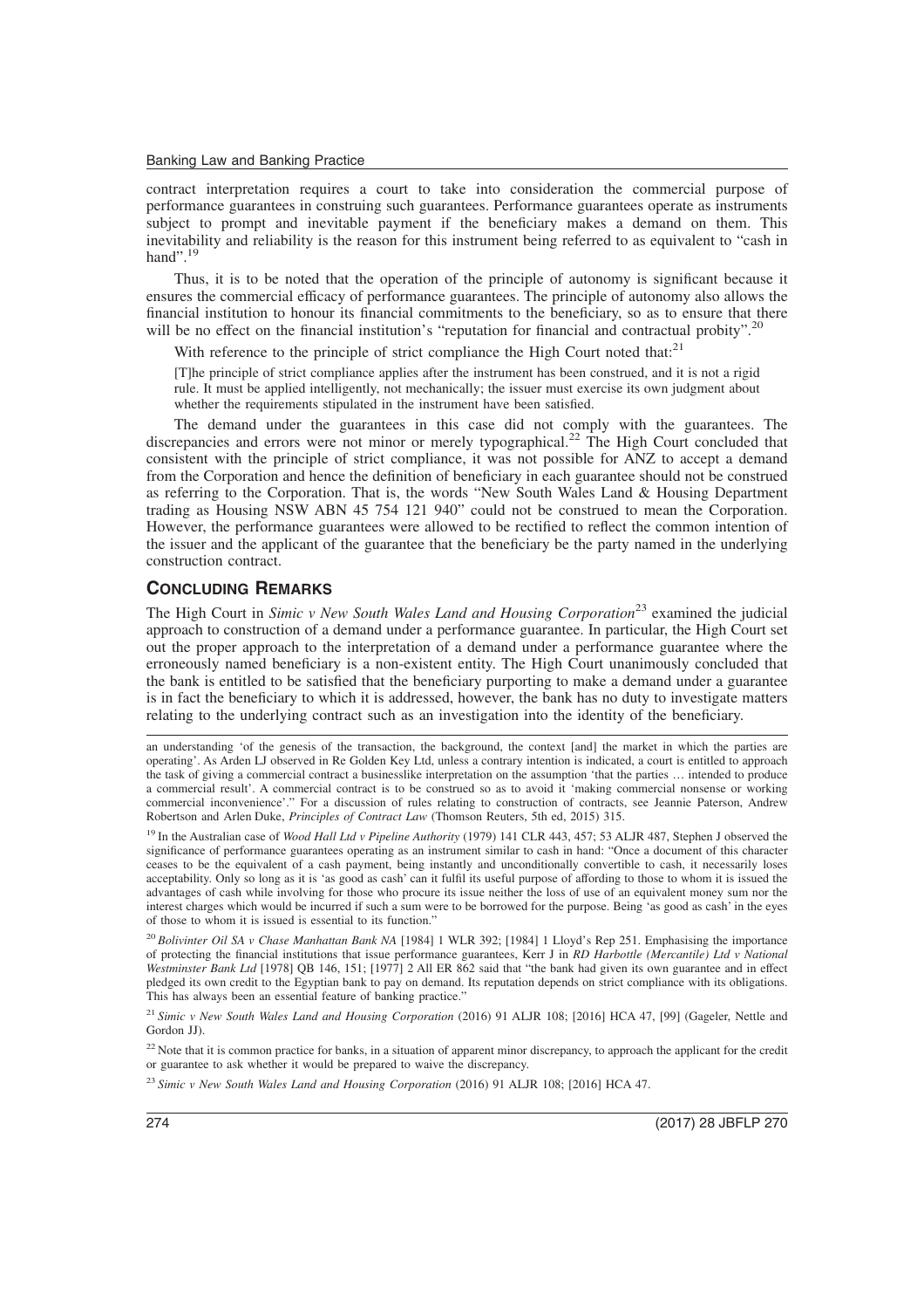contract interpretation requires a court to take into consideration the commercial purpose of performance guarantees in construing such guarantees. Performance guarantees operate as instruments subject to prompt and inevitable payment if the beneficiary makes a demand on them. This inevitability and reliability is the reason for this instrument being referred to as equivalent to "cash in hand".[19]

Thus, it is to be noted that the operation of the principle of autonomy is significant because it ensures the commercial efficacy of performance guarantees. The principle of autonomy also allows the financial institution to honour its financial commitments to the beneficiary, so as to ensure that there will be no effect on the financial institution's "reputation for financial and contractual probity".[20]

With reference to the principle of strict compliance the High Court noted that:[21]

> [T]he principle of strict compliance applies after the instrument has been construed, and it is not a rigid rule. It must be applied intelligently, not mechanically; the issuer must exercise its own judgment about whether the requirements stipulated in the instrument have been satisfied.

The demand under the guarantees in this case did not comply with the guarantees. The discrepancies and errors were not minor or merely typographical.[22] The High Court concluded that consistent with the principle of strict compliance, it was not possible for ANZ to accept a demand from the Corporation and hence the definition of beneficiary in each guarantee should not be construed as referring to the Corporation. That is, the words "New South Wales Land & Housing Department trading as Housing NSW ABN 45 754 121 940" could not be construed to mean the Corporation. However, the performance guarantees were allowed to be rectified to reflect the common intention of the issuer and the applicant of the guarantee that the beneficiary be the party named in the underlying construction contract.

## CONCLUDING REMARKS

The High Court in *Simic v New South Wales Land and Housing Corporation*[23] examined the judicial approach to construction of a demand under a performance guarantee. In particular, the High Court set out the proper approach to the interpretation of a demand under a performance guarantee where the erroneously named beneficiary is a non-existent entity. The High Court unanimously concluded that the bank is entitled to be satisfied that the beneficiary purporting to make a demand under a guarantee is in fact the beneficiary to which it is addressed, however, the bank has no duty to investigate matters relating to the underlying contract such as an investigation into the identity of the beneficiary.

---

an understanding 'of the genesis of the transaction, the background, the context [and] the market in which the parties are operating'. As Arden LJ observed in Re Golden Key Ltd, unless a contrary intention is indicated, a court is entitled to approach the task of giving a commercial contract a businesslike interpretation on the assumption 'that the parties … intended to produce a commercial result'. A commercial contract is to be construed so as to avoid it 'making commercial nonsense or working commercial inconvenience'." For a discussion of rules relating to construction of contracts, see Jeannie Paterson, Andrew Robertson and Arlen Duke, *Principles of Contract Law* (Thomson Reuters, 5th ed, 2015) 315.

[19] In the Australian case of *Wood Hall Ltd v Pipeline Authority* (1979) 141 CLR 443, 457; 53 ALJR 487, Stephen J observed the significance of performance guarantees operating as an instrument similar to cash in hand: "Once a document of this character ceases to be the equivalent of a cash payment, being instantly and unconditionally convertible to cash, it necessarily loses acceptability. Only so long as it is 'as good as cash' can it fulfil its useful purpose of affording to those to whom it is issued the advantages of cash while involving for those who procure its issue neither the loss of use of an equivalent money sum nor the interest charges which would be incurred if such a sum were to be borrowed for the purpose. Being 'as good as cash' in the eyes of those to whom it is issued is essential to its function."

[20] *Bolivinter Oil SA v Chase Manhattan Bank NA* [1984] 1 WLR 392; [1984] 1 Lloyd's Rep 251. Emphasising the importance of protecting the financial institutions that issue performance guarantees, Kerr J in *RD Harbottle (Mercantile) Ltd v National Westminster Bank Ltd* [1978] QB 146, 151; [1977] 2 All ER 862 said that "the bank had given its own guarantee and in effect pledged its own credit to the Egyptian bank to pay on demand. Its reputation depends on strict compliance with its obligations. This has always been an essential feature of banking practice."

[21] *Simic v New South Wales Land and Housing Corporation* (2016) 91 ALJR 108; [2016] HCA 47, [99] (Gageler, Nettle and Gordon JJ).

[22] Note that it is common practice for banks, in a situation of apparent minor discrepancy, to approach the applicant for the credit or guarantee to ask whether it would be prepared to waive the discrepancy.

[23] *Simic v New South Wales Land and Housing Corporation* (2016) 91 ALJR 108; [2016] HCA 47.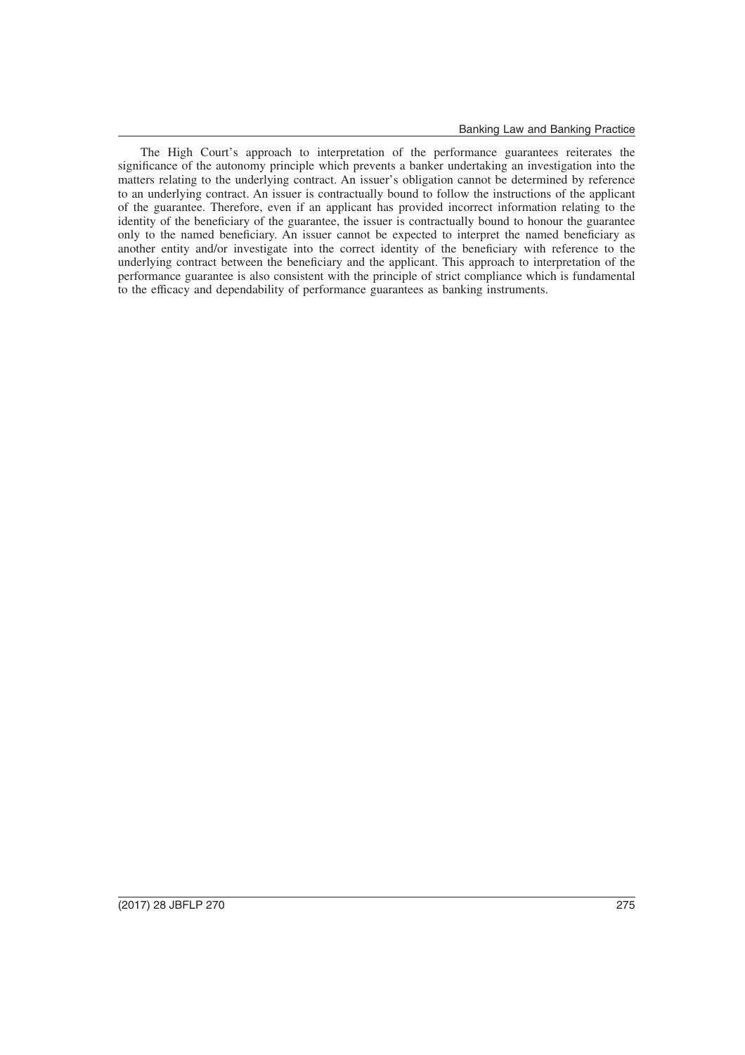The High Court's approach to interpretation of the performance guarantees reiterates the significance of the autonomy principle which prevents a banker undertaking an investigation into the matters relating to the underlying contract. An issuer's obligation cannot be determined by reference to an underlying contract. An issuer is contractually bound to follow the instructions of the applicant of the guarantee. Therefore, even if an applicant has provided incorrect information relating to the identity of the beneficiary of the guarantee, the issuer is contractually bound to honour the guarantee only to the named beneficiary. An issuer cannot be expected to interpret the named beneficiary as another entity and/or investigate into the correct identity of the beneficiary with reference to the underlying contract between the beneficiary and the applicant. This approach to interpretation of the performance guarantee is also consistent with the principle of strict compliance which is fundamental to the efficacy and dependability of performance guarantees as banking instruments.